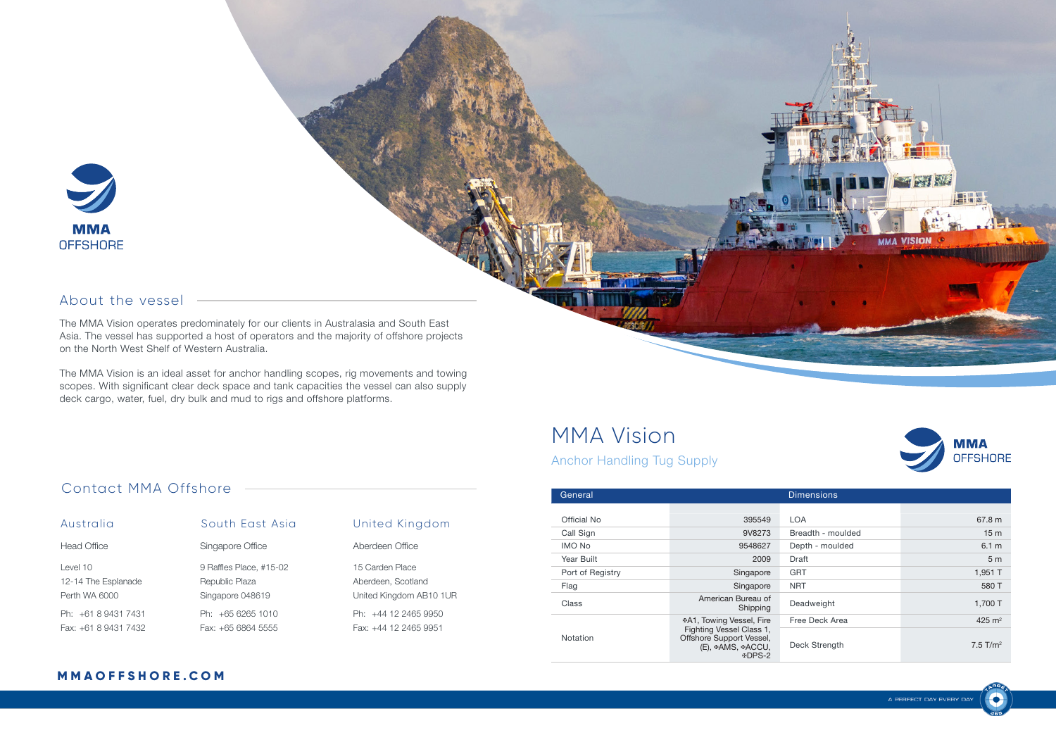MMA OFFSHORE

## About the vessel

The MMA Vision operates predominately for our clients in Australasia and South East Asia. The vessel has supported a host of operators and the majority of offshore projects on the North West Shelf of Western Australia.

The MMA Vision is an ideal asset for anchor handling scopes, rig movements and towing scopes. With significant clear deck space and tank capacities the vessel can also supply deck cargo, water, fuel, dry bulk and mud to rigs and offshore platforms.

# MMA Vision

### Anchor Handling Tug Supply

| General | | Dimensions | |
|---|---|---|---|
| Official No | 395549 | LOA | 67.8 m |
| Call Sign | 9V8273 | Breadth - moulded | 15 m |
| IMO No | 9548627 | Depth - moulded | 6.1 m |
| Year Built | 2009 | Draft | 5 m |
| Port of Registry | Singapore | GRT | 1,951 T |
| Flag | Singapore | NRT | 580 T |
| Class | American Bureau of Shipping | Deadweight | 1,700 T |
| Notation | ✠A1, Towing Vessel, Fire Fighting Vessel Class 1, Offshore Support Vessel, (E), ✠AMS, ✠ACCU, ✠DPS-2 | Free Deck Area | 425 m² |
| | | Deck Strength | 7.5 T/m² |

## Contact MMA Offshore

### Australia

Head Office

Level 10
12-14 The Esplanade
Perth WA 6000

Ph: +61 8 9431 7431
Fax: +61 8 9431 7432

### South East Asia

Singapore Office

9 Raffles Place, #15-02
Republic Plaza
Singapore 048619

Ph: +65 6265 1010
Fax: +65 6864 5555

### United Kingdom

Aberdeen Office

15 Carden Place
Aberdeen, Scotland
United Kingdom AB10 1UR

Ph: +44 12 2465 9950
Fax: +44 12 2465 9951

**MMAOFFSHORE.COM**

A PERFECT DAY EVERY DAY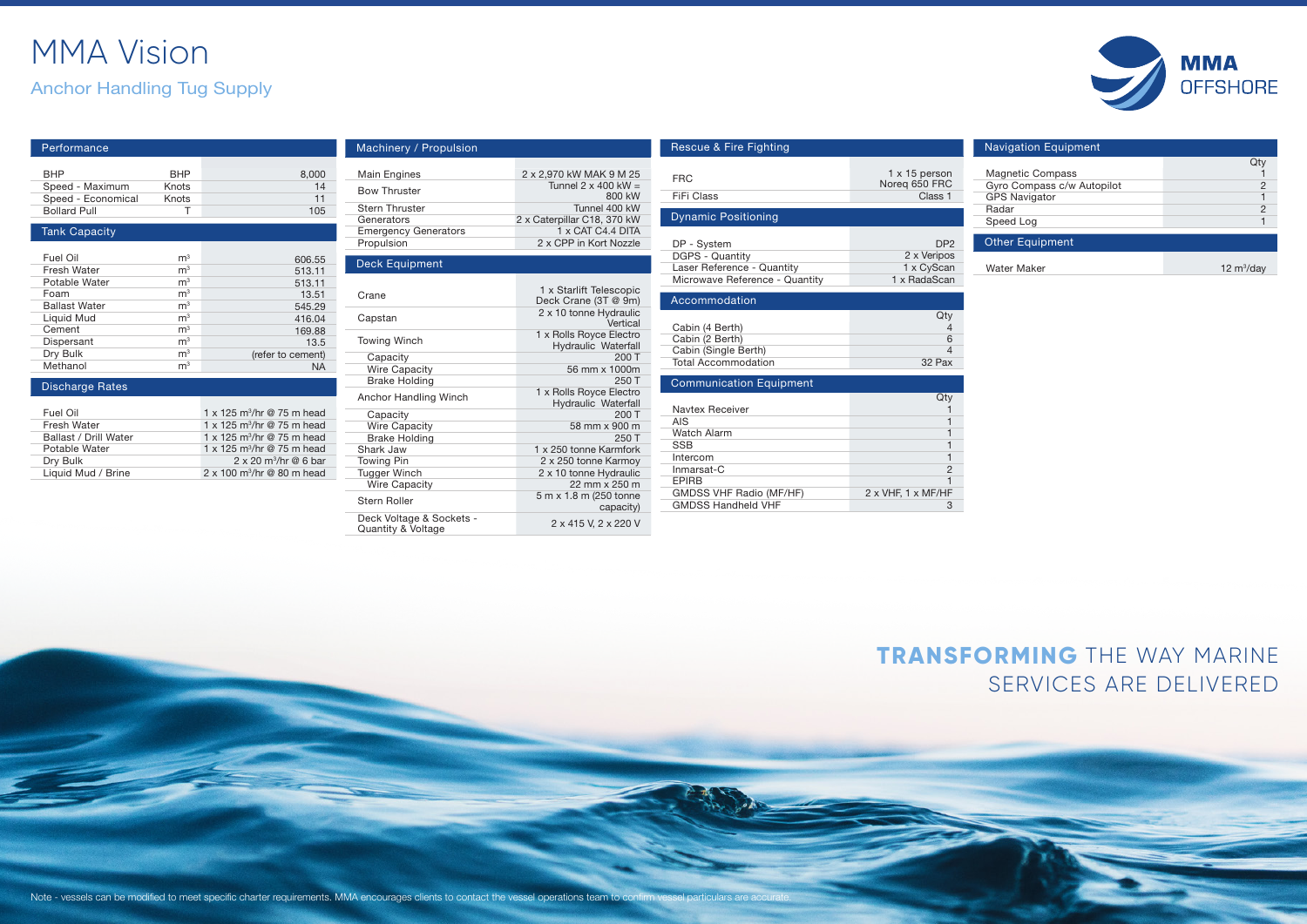# MMA Vision

## Anchor Handling Tug Supply

MMA OFFSHORE

### Performance

| | | |
|---|---|---|
| BHP | BHP | 8,000 |
| Speed - Maximum | Knots | 14 |
| Speed - Economical | Knots | 11 |
| Bollard Pull | T | 105 |

### Tank Capacity

| | | |
|---|---|---|
| Fuel Oil | $m^3$ | 606.55 |
| Fresh Water | $m^3$ | 513.11 |
| Potable Water | $m^3$ | 513.11 |
| Foam | $m^3$ | 13.51 |
| Ballast Water | $m^3$ | 545.29 |
| Liquid Mud | $m^3$ | 416.04 |
| Cement | $m^3$ | 169.88 |
| Dispersant | $m^3$ | 13.5 |
| Dry Bulk | $m^3$ | (refer to cement) |
| Methanol | $m^3$ | NA |

### Discharge Rates

| | |
|---|---|
| Fuel Oil | 1 x 125 $m^3$/hr @ 75 m head |
| Fresh Water | 1 x 125 $m^3$/hr @ 75 m head |
| Ballast / Drill Water | 1 x 125 $m^3$/hr @ 75 m head |
| Potable Water | 1 x 125 $m^3$/hr @ 75 m head |
| Dry Bulk | 2 x 20 $m^3$/hr @ 6 bar |
| Liquid Mud / Brine | 2 x 100 $m^3$/hr @ 80 m head |

### Machinery / Propulsion

| | |
|---|---|
| Main Engines | 2 x 2,970 kW MAK 9 M 25 |
| Bow Thruster | Tunnel 2 x 400 kW = 800 kW |
| Stern Thruster | Tunnel 400 kW |
| Generators | 2 x Caterpillar C18, 370 kW |
| Emergency Generators | 1 x CAT C4.4 DITA |
| Propulsion | 2 x CPP in Kort Nozzle |

### Deck Equipment

| | |
|---|---|
| Crane | 1 x Starlift Telescopic Deck Crane (3T @ 9m) |
| Capstan | 2 x 10 tonne Hydraulic Vertical |
| Towing Winch | 1 x Rolls Royce Electro Hydraulic Waterfall |
| Capacity | 200 T |
| Wire Capacity | 56 mm x 1000m |
| Brake Holding | 250 T |
| Anchor Handling Winch | 1 x Rolls Royce Electro Hydraulic Waterfall |
| Capacity | 200 T |
| Wire Capacity | 58 mm x 900 m |
| Brake Holding | 250 T |
| Shark Jaw | 1 x 250 tonne Karmfork |
| Towing Pin | 2 x 250 tonne Karmoy |
| Tugger Winch | 2 x 10 tonne Hydraulic |
| Wire Capacity | 22 mm x 250 m |
| Stern Roller | 5 m x 1.8 m (250 tonne capacity) |
| Deck Voltage & Sockets - Quantity & Voltage | 2 x 415 V, 2 x 220 V |

### Rescue & Fire Fighting

| | |
|---|---|
| FRC | 1 x 15 person Noreq 650 FRC |
| FiFi Class | Class 1 |

### Dynamic Positioning

| | |
|---|---|
| DP - System | DP2 |
| DGPS - Quantity | 2 x Veripos |
| Laser Reference - Quantity | 1 x CyScan |
| Microwave Reference - Quantity | 1 x RadaScan |

### Accommodation

| | Qty |
|---|---|
| Cabin (4 Berth) | 4 |
| Cabin (2 Berth) | 6 |
| Cabin (Single Berth) | 4 |
| Total Accommodation | 32 Pax |

### Communication Equipment

| | Qty |
|---|---|
| Navtex Receiver | 1 |
| AIS | 1 |
| Watch Alarm | 1 |
| SSB | 1 |
| Intercom | 1 |
| Inmarsat-C | 2 |
| EPIRB | 1 |
| GMDSS VHF Radio (MF/HF) | 2 x VHF, 1 x MF/HF |
| GMDSS Handheld VHF | 3 |

### Navigation Equipment

| | Qty |
|---|---|
| Magnetic Compass | 1 |
| Gyro Compass c/w Autopilot | 2 |
| GPS Navigator | 1 |
| Radar | 2 |
| Speed Log | 1 |

### Other Equipment

| | |
|---|---|
| Water Maker | 12 $m^3$/day |

**TRANSFORMING** THE WAY MARINE SERVICES ARE DELIVERED

Note - vessels can be modified to meet specific charter requirements. MMA encourages clients to contact the vessel operations team to confirm vessel particulars are accurate.